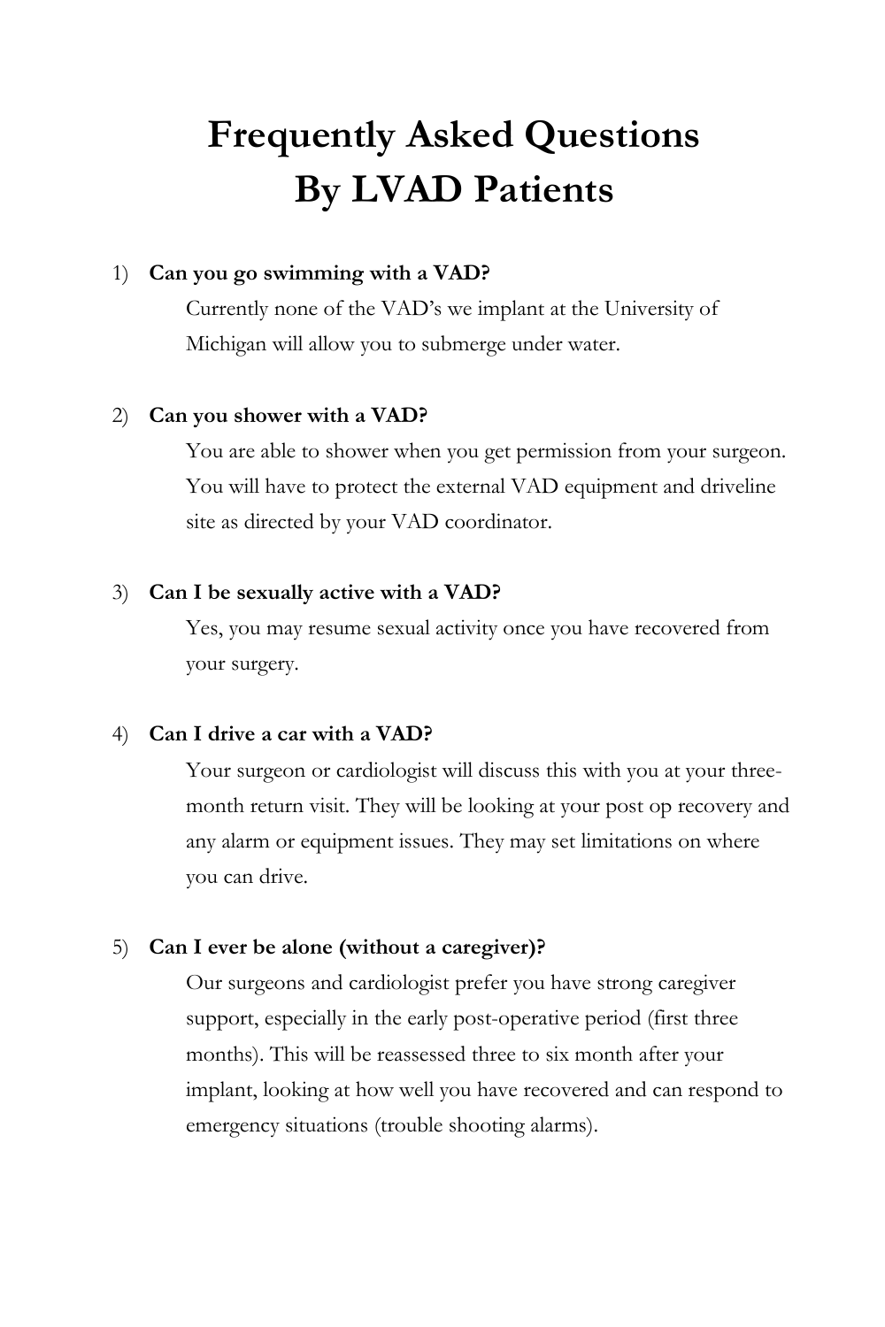# Frequently Asked Questions By LVAD Patients

1) **Can you go swimming with a VAD?**

   Currently none of the VAD's we implant at the University of Michigan will allow you to submerge under water.

2) **Can you shower with a VAD?**

   You are able to shower when you get permission from your surgeon. You will have to protect the external VAD equipment and driveline site as directed by your VAD coordinator.

3) **Can I be sexually active with a VAD?**

   Yes, you may resume sexual activity once you have recovered from your surgery.

4) **Can I drive a car with a VAD?**

   Your surgeon or cardiologist will discuss this with you at your three-month return visit. They will be looking at your post op recovery and any alarm or equipment issues. They may set limitations on where you can drive.

5) **Can I ever be alone (without a caregiver)?**

   Our surgeons and cardiologist prefer you have strong caregiver support, especially in the early post-operative period (first three months). This will be reassessed three to six month after your implant, looking at how well you have recovered and can respond to emergency situations (trouble shooting alarms).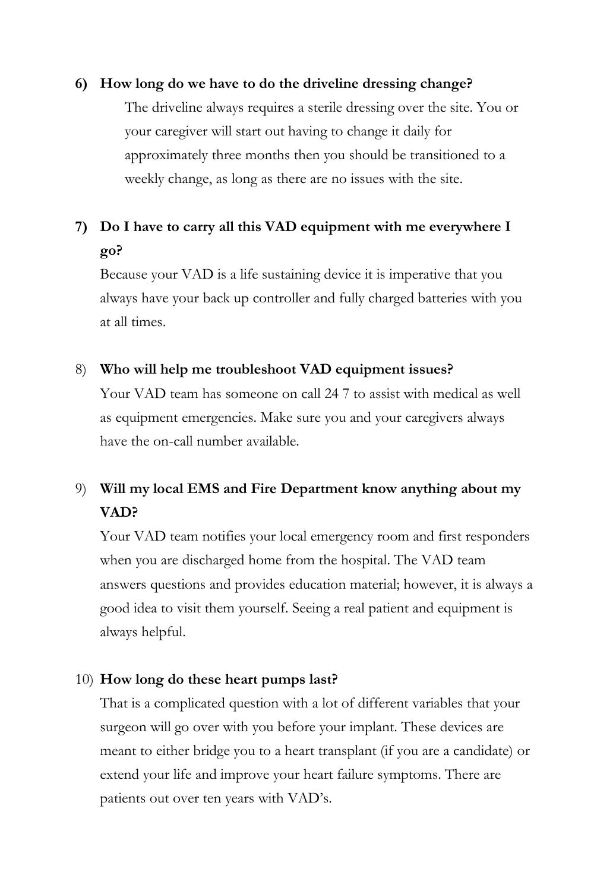6) **How long do we have to do the driveline dressing change?**

   The driveline always requires a sterile dressing over the site. You or your caregiver will start out having to change it daily for approximately three months then you should be transitioned to a weekly change, as long as there are no issues with the site.

7) **Do I have to carry all this VAD equipment with me everywhere I go?**

   Because your VAD is a life sustaining device it is imperative that you always have your back up controller and fully charged batteries with you at all times.

8) **Who will help me troubleshoot VAD equipment issues?**

   Your VAD team has someone on call 24 7 to assist with medical as well as equipment emergencies. Make sure you and your caregivers always have the on-call number available.

9) **Will my local EMS and Fire Department know anything about my VAD?**

   Your VAD team notifies your local emergency room and first responders when you are discharged home from the hospital. The VAD team answers questions and provides education material; however, it is always a good idea to visit them yourself. Seeing a real patient and equipment is always helpful.

10) **How long do these heart pumps last?**

    That is a complicated question with a lot of different variables that your surgeon will go over with you before your implant. These devices are meant to either bridge you to a heart transplant (if you are a candidate) or extend your life and improve your heart failure symptoms. There are patients out over ten years with VAD's.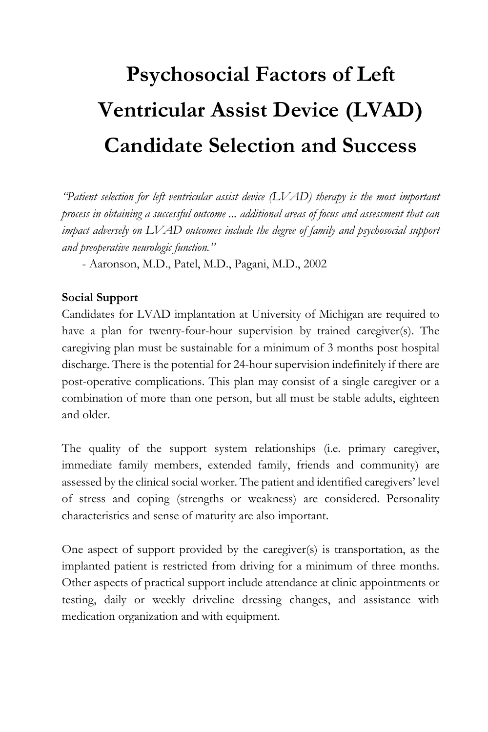# Psychosocial Factors of Left Ventricular Assist Device (LVAD) Candidate Selection and Success

*"Patient selection for left ventricular assist device (LVAD) therapy is the most important process in obtaining a successful outcome ... additional areas of focus and assessment that can impact adversely on LVAD outcomes include the degree of family and psychosocial support and preoperative neurologic function."*

- Aaronson, M.D., Patel, M.D., Pagani, M.D., 2002

**Social Support**

Candidates for LVAD implantation at University of Michigan are required to have a plan for twenty-four-hour supervision by trained caregiver(s). The caregiving plan must be sustainable for a minimum of 3 months post hospital discharge. There is the potential for 24-hour supervision indefinitely if there are post-operative complications. This plan may consist of a single caregiver or a combination of more than one person, but all must be stable adults, eighteen and older.

The quality of the support system relationships (i.e. primary caregiver, immediate family members, extended family, friends and community) are assessed by the clinical social worker. The patient and identified caregivers' level of stress and coping (strengths or weakness) are considered. Personality characteristics and sense of maturity are also important.

One aspect of support provided by the caregiver(s) is transportation, as the implanted patient is restricted from driving for a minimum of three months. Other aspects of practical support include attendance at clinic appointments or testing, daily or weekly driveline dressing changes, and assistance with medication organization and with equipment.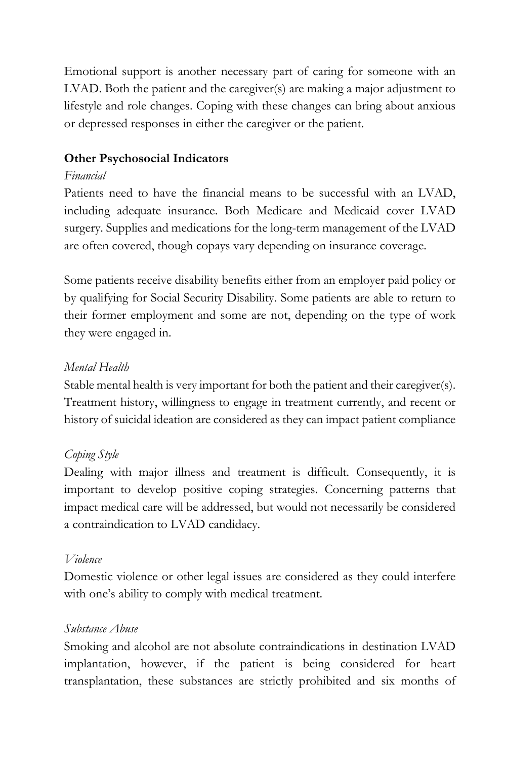Emotional support is another necessary part of caring for someone with an LVAD. Both the patient and the caregiver(s) are making a major adjustment to lifestyle and role changes. Coping with these changes can bring about anxious or depressed responses in either the caregiver or the patient.

**Other Psychosocial Indicators**

*Financial*

Patients need to have the financial means to be successful with an LVAD, including adequate insurance. Both Medicare and Medicaid cover LVAD surgery. Supplies and medications for the long-term management of the LVAD are often covered, though copays vary depending on insurance coverage.

Some patients receive disability benefits either from an employer paid policy or by qualifying for Social Security Disability. Some patients are able to return to their former employment and some are not, depending on the type of work they were engaged in.

*Mental Health*

Stable mental health is very important for both the patient and their caregiver(s). Treatment history, willingness to engage in treatment currently, and recent or history of suicidal ideation are considered as they can impact patient compliance

*Coping Style*

Dealing with major illness and treatment is difficult. Consequently, it is important to develop positive coping strategies. Concerning patterns that impact medical care will be addressed, but would not necessarily be considered a contraindication to LVAD candidacy.

*Violence*

Domestic violence or other legal issues are considered as they could interfere with one's ability to comply with medical treatment.

*Substance Abuse*

Smoking and alcohol are not absolute contraindications in destination LVAD implantation, however, if the patient is being considered for heart transplantation, these substances are strictly prohibited and six months of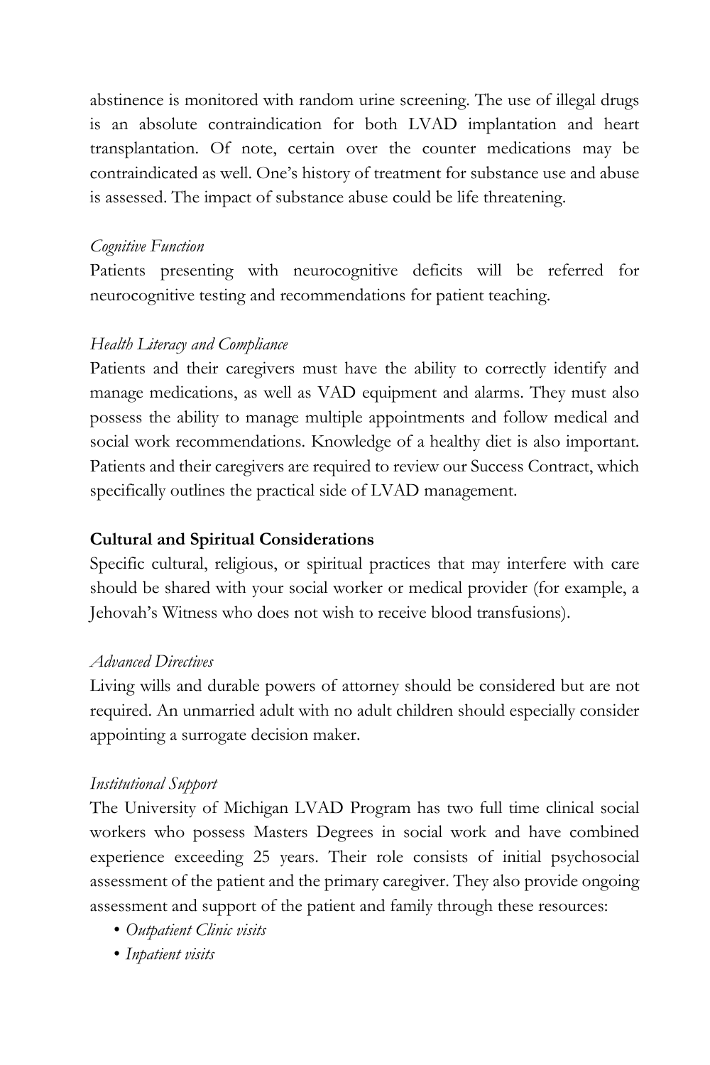abstinence is monitored with random urine screening. The use of illegal drugs is an absolute contraindication for both LVAD implantation and heart transplantation. Of note, certain over the counter medications may be contraindicated as well. One's history of treatment for substance use and abuse is assessed. The impact of substance abuse could be life threatening.

*Cognitive Function*

Patients presenting with neurocognitive deficits will be referred for neurocognitive testing and recommendations for patient teaching.

*Health Literacy and Compliance*

Patients and their caregivers must have the ability to correctly identify and manage medications, as well as VAD equipment and alarms. They must also possess the ability to manage multiple appointments and follow medical and social work recommendations. Knowledge of a healthy diet is also important. Patients and their caregivers are required to review our Success Contract, which specifically outlines the practical side of LVAD management.

**Cultural and Spiritual Considerations**

Specific cultural, religious, or spiritual practices that may interfere with care should be shared with your social worker or medical provider (for example, a Jehovah's Witness who does not wish to receive blood transfusions).

*Advanced Directives*

Living wills and durable powers of attorney should be considered but are not required. An unmarried adult with no adult children should especially consider appointing a surrogate decision maker.

*Institutional Support*

The University of Michigan LVAD Program has two full time clinical social workers who possess Masters Degrees in social work and have combined experience exceeding 25 years. Their role consists of initial psychosocial assessment of the patient and the primary caregiver. They also provide ongoing assessment and support of the patient and family through these resources:

- *Outpatient Clinic visits*
- *Inpatient visits*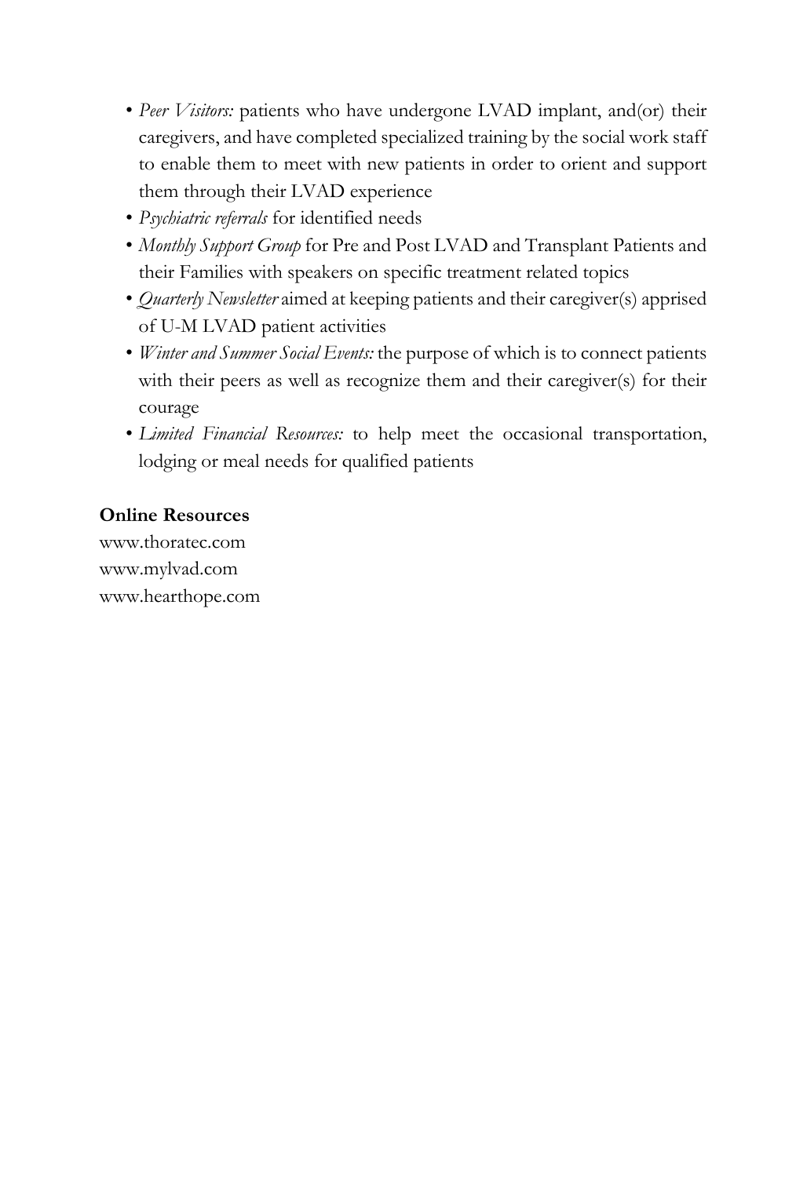- *Peer Visitors:* patients who have undergone LVAD implant, and(or) their caregivers, and have completed specialized training by the social work staff to enable them to meet with new patients in order to orient and support them through their LVAD experience
- *Psychiatric referrals* for identified needs
- *Monthly Support Group* for Pre and Post LVAD and Transplant Patients and their Families with speakers on specific treatment related topics
- *Quarterly Newsletter* aimed at keeping patients and their caregiver(s) apprised of U-M LVAD patient activities
- *Winter and Summer Social Events:* the purpose of which is to connect patients with their peers as well as recognize them and their caregiver(s) for their courage
- *Limited Financial Resources:* to help meet the occasional transportation, lodging or meal needs for qualified patients

**Online Resources**

www.thoratec.com
www.mylvad.com
www.hearthope.com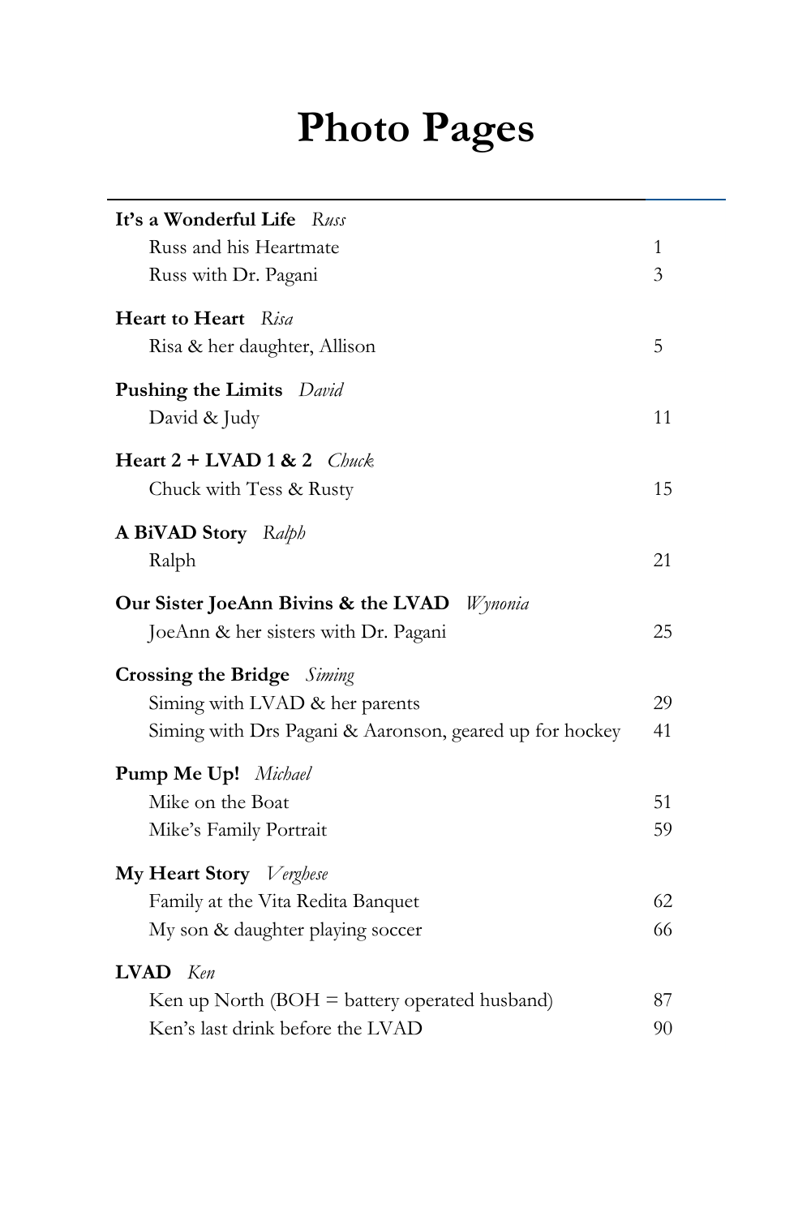# Photo Pages

| | |
|---|---|
| **It's a Wonderful Life** *Russ* | |
| Russ and his Heartmate | 1 |
| Russ with Dr. Pagani | 3 |
| **Heart to Heart** *Risa* | |
| Risa & her daughter, Allison | 5 |
| **Pushing the Limits** *David* | |
| David & Judy | 11 |
| **Heart 2 + LVAD 1 & 2** *Chuck* | |
| Chuck with Tess & Rusty | 15 |
| **A BiVAD Story** *Ralph* | |
| Ralph | 21 |
| **Our Sister JoeAnn Bivins & the LVAD** *Wynonia* | |
| JoeAnn & her sisters with Dr. Pagani | 25 |
| **Crossing the Bridge** *Siming* | |
| Siming with LVAD & her parents | 29 |
| Siming with Drs Pagani & Aaronson, geared up for hockey | 41 |
| **Pump Me Up!** *Michael* | |
| Mike on the Boat | 51 |
| Mike's Family Portrait | 59 |
| **My Heart Story** *Verghese* | |
| Family at the Vita Redita Banquet | 62 |
| My son & daughter playing soccer | 66 |
| **LVAD** *Ken* | |
| Ken up North (BOH = battery operated husband) | 87 |
| Ken's last drink before the LVAD | 90 |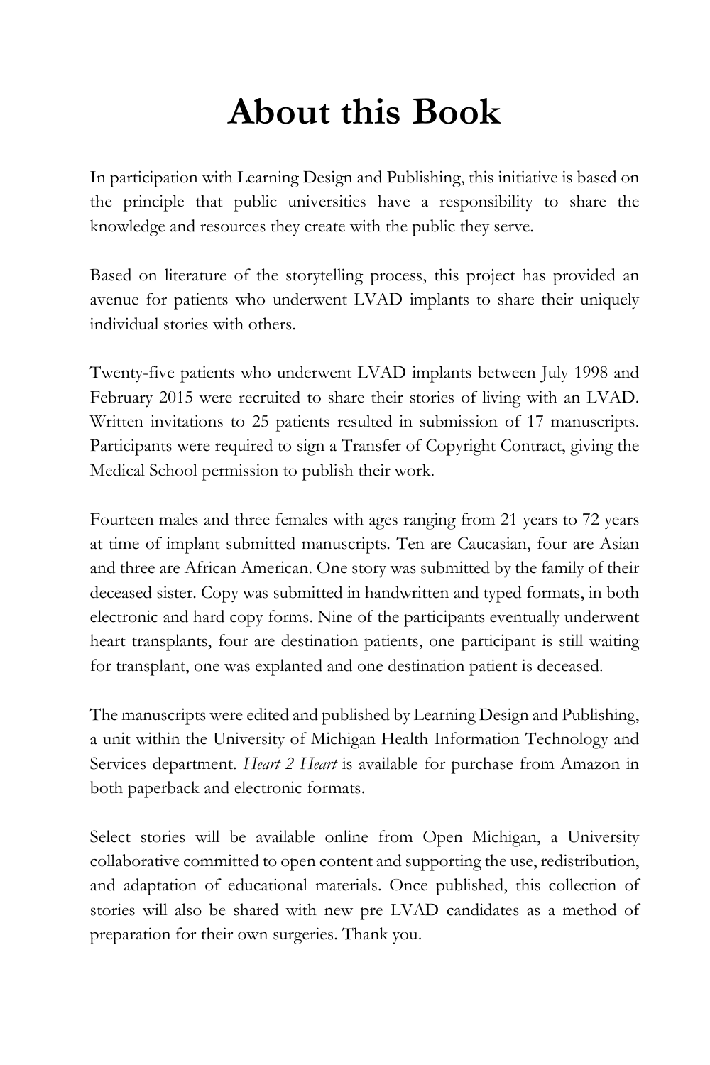# About this Book

In participation with Learning Design and Publishing, this initiative is based on the principle that public universities have a responsibility to share the knowledge and resources they create with the public they serve.

Based on literature of the storytelling process, this project has provided an avenue for patients who underwent LVAD implants to share their uniquely individual stories with others.

Twenty-five patients who underwent LVAD implants between July 1998 and February 2015 were recruited to share their stories of living with an LVAD. Written invitations to 25 patients resulted in submission of 17 manuscripts. Participants were required to sign a Transfer of Copyright Contract, giving the Medical School permission to publish their work.

Fourteen males and three females with ages ranging from 21 years to 72 years at time of implant submitted manuscripts. Ten are Caucasian, four are Asian and three are African American. One story was submitted by the family of their deceased sister. Copy was submitted in handwritten and typed formats, in both electronic and hard copy forms. Nine of the participants eventually underwent heart transplants, four are destination patients, one participant is still waiting for transplant, one was explanted and one destination patient is deceased.

The manuscripts were edited and published by Learning Design and Publishing, a unit within the University of Michigan Health Information Technology and Services department. *Heart 2 Heart* is available for purchase from Amazon in both paperback and electronic formats.

Select stories will be available online from Open Michigan, a University collaborative committed to open content and supporting the use, redistribution, and adaptation of educational materials. Once published, this collection of stories will also be shared with new pre LVAD candidates as a method of preparation for their own surgeries. Thank you.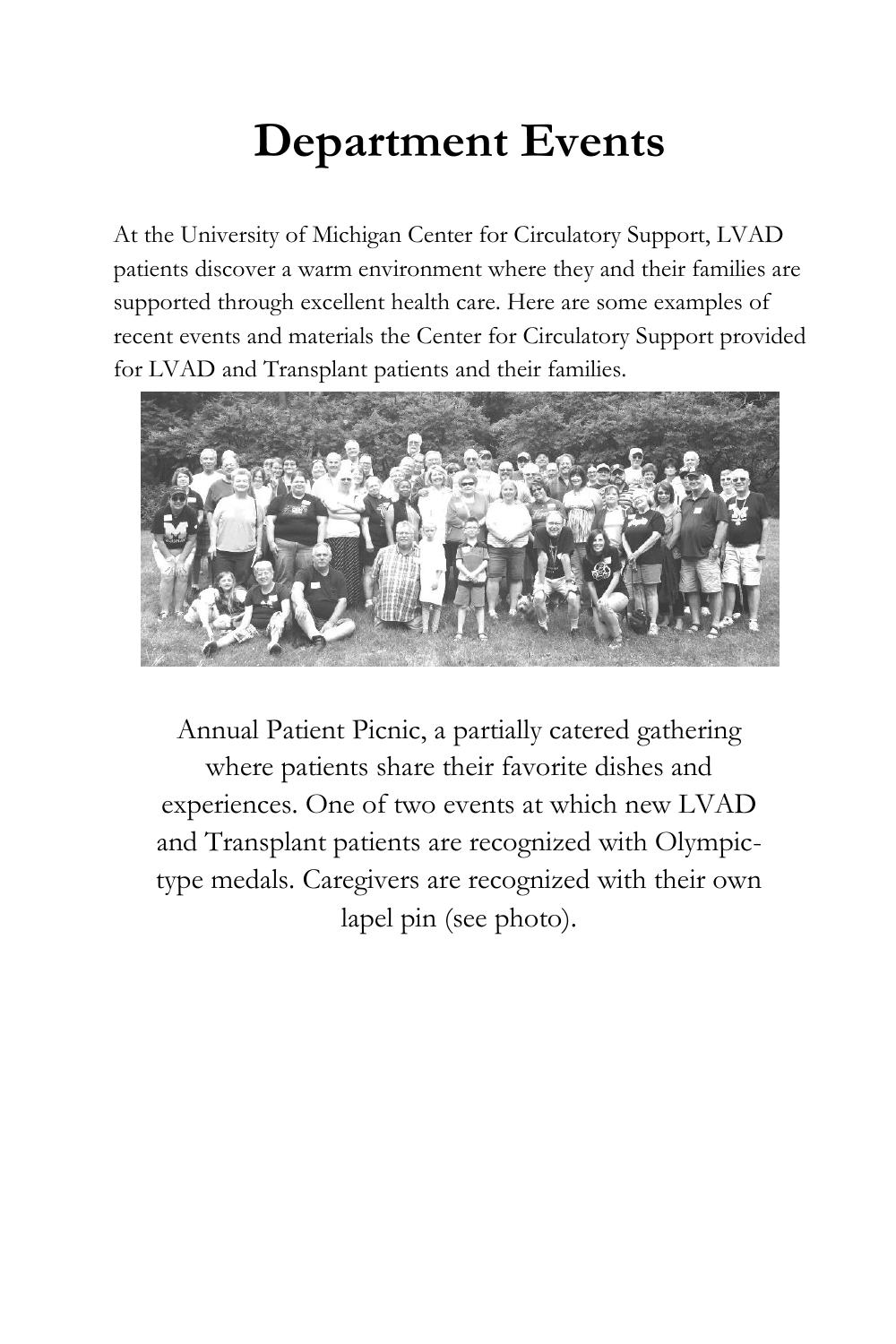# Department Events

At the University of Michigan Center for Circulatory Support, LVAD patients discover a warm environment where they and their families are supported through excellent health care. Here are some examples of recent events and materials the Center for Circulatory Support provided for LVAD and Transplant patients and their families.

Annual Patient Picnic, a partially catered gathering where patients share their favorite dishes and experiences. One of two events at which new LVAD and Transplant patients are recognized with Olympic-type medals. Caregivers are recognized with their own lapel pin (see photo).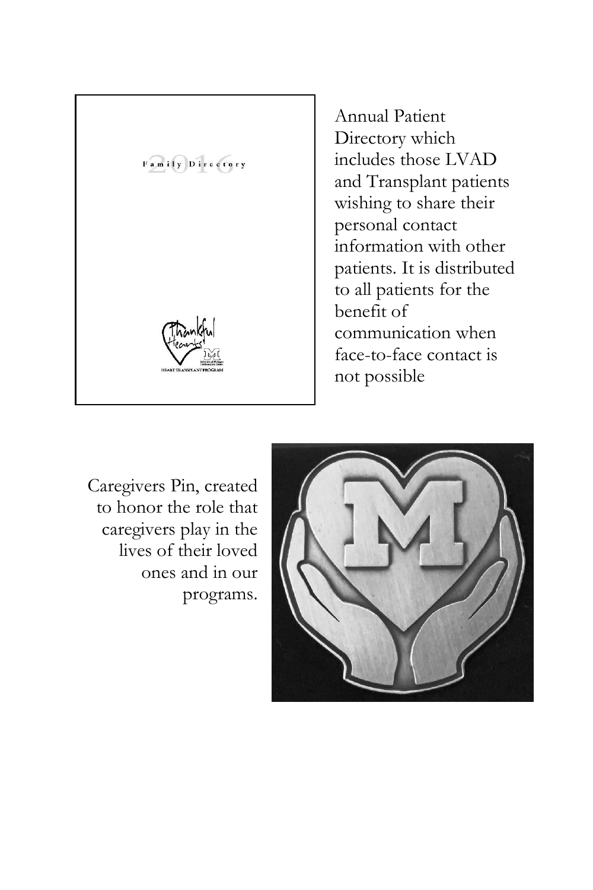Annual Patient Directory which includes those LVAD and Transplant patients wishing to share their personal contact information with other patients. It is distributed to all patients for the benefit of communication when face-to-face contact is not possible

Caregivers Pin, created to honor the role that caregivers play in the lives of their loved ones and in our programs.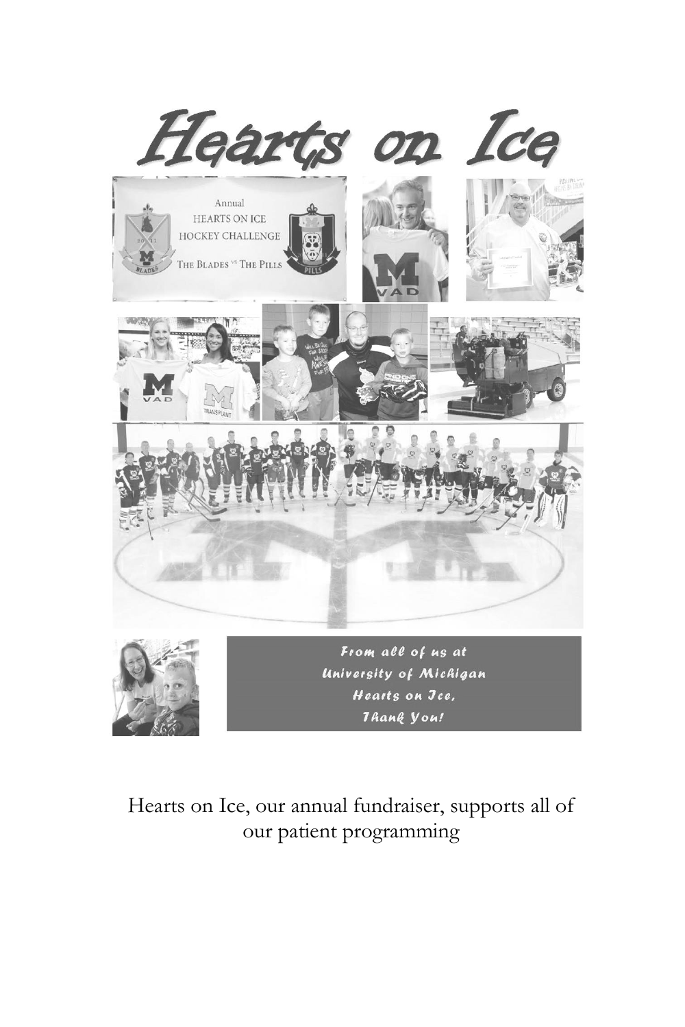# Hearts on Ice

From all of us at
University of Michigan
Hearts on Ice,
Thank You!

Hearts on Ice, our annual fundraiser, supports all of our patient programming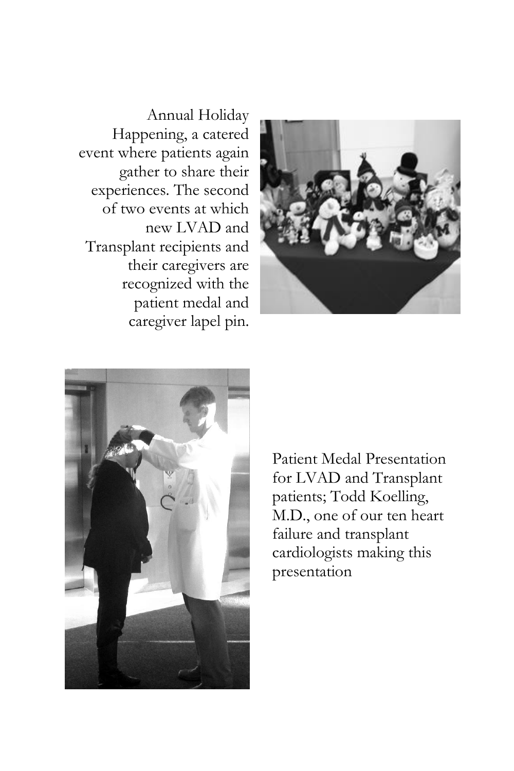Annual Holiday Happening, a catered event where patients again gather to share their experiences. The second of two events at which new LVAD and Transplant recipients and their caregivers are recognized with the patient medal and caregiver lapel pin.

Patient Medal Presentation for LVAD and Transplant patients; Todd Koelling, M.D., one of our ten heart failure and transplant cardiologists making this presentation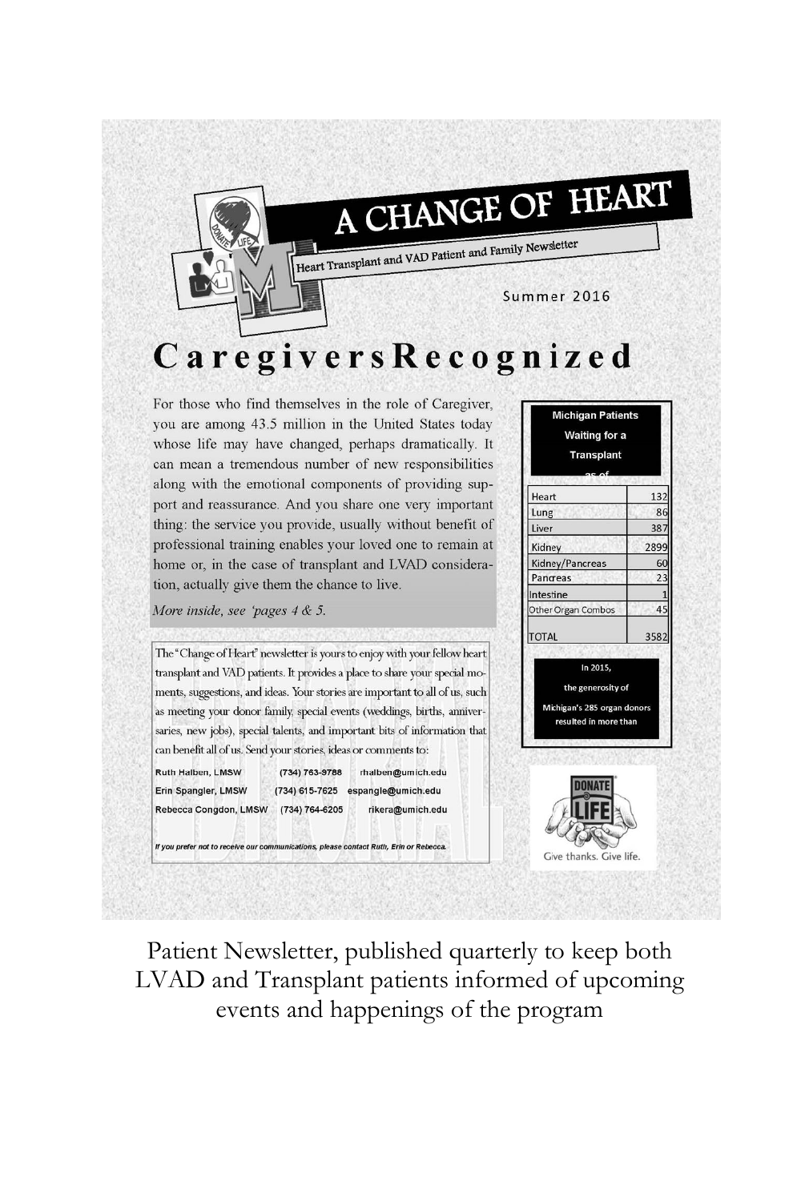# A CHANGE OF HEART

Heart Transplant and VAD Patient and Family Newsletter

Summer 2016

## CaregiversRecognized

For those who find themselves in the role of Caregiver, you are among 43.5 million in the United States today whose life may have changed, perhaps dramatically. It can mean a tremendous number of new responsibilities along with the emotional components of providing support and reassurance. And you share one very important thing: the service you provide, usually without benefit of professional training enables your loved one to remain at home or, in the case of transplant and LVAD consideration, actually give them the chance to live.

*More inside, see 'pages 4 & 5.*

**Michigan Patients Waiting for a Transplant as of**

| Organ | Number |
|---|---|
| Heart | 132 |
| Lung | 86 |
| Liver | 387 |
| Kidney | 2899 |
| Kidney/Pancreas | 60 |
| Pancreas | 23 |
| Intestine | 1 |
| Other Organ Combos | 45 |
| TOTAL | 3582 |

In 2015, the generosity of Michigan's 285 organ donors resulted in more than

The "Change of Heart" newsletter is yours to enjoy with your fellow heart transplant and VAD patients. It provides a place to share your special moments, suggestions, and ideas. Your stories are important to all of us, such as meeting your donor family, special events (weddings, births, anniversaries, new jobs), special talents, and important bits of information that can benefit all of us. Send your stories, ideas or comments to:

Ruth Halben, LMSW (734) 763-9788 rhalben@umich.edu
Erin Spangler, LMSW (734) 615-7625 espangle@umich.edu
Rebecca Congdon, LMSW (734) 764-6205 rikera@umich.edu

*If you prefer not to receive our communications, please contact Ruth, Erin or Rebecca.*

DONATE LIFE — Give thanks. Give life.

Patient Newsletter, published quarterly to keep both LVAD and Transplant patients informed of upcoming events and happenings of the program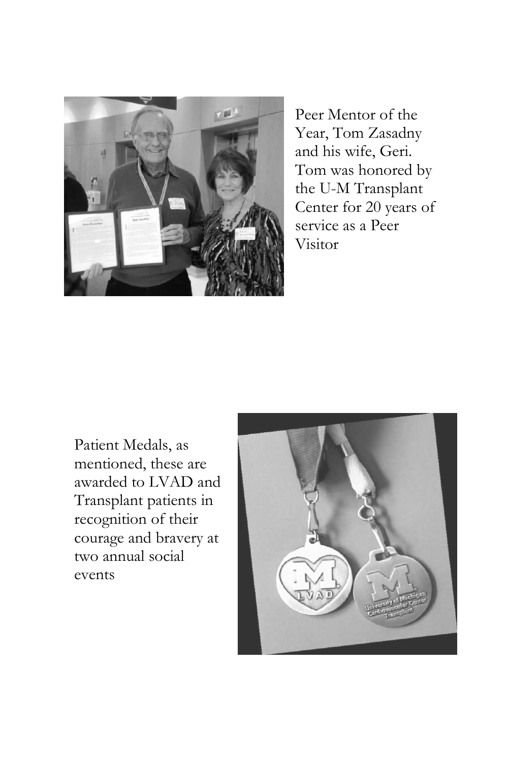Peer Mentor of the Year, Tom Zasadny and his wife, Geri. Tom was honored by the U-M Transplant Center for 20 years of service as a Peer Visitor

Patient Medals, as mentioned, these are awarded to LVAD and Transplant patients in recognition of their courage and bravery at two annual social events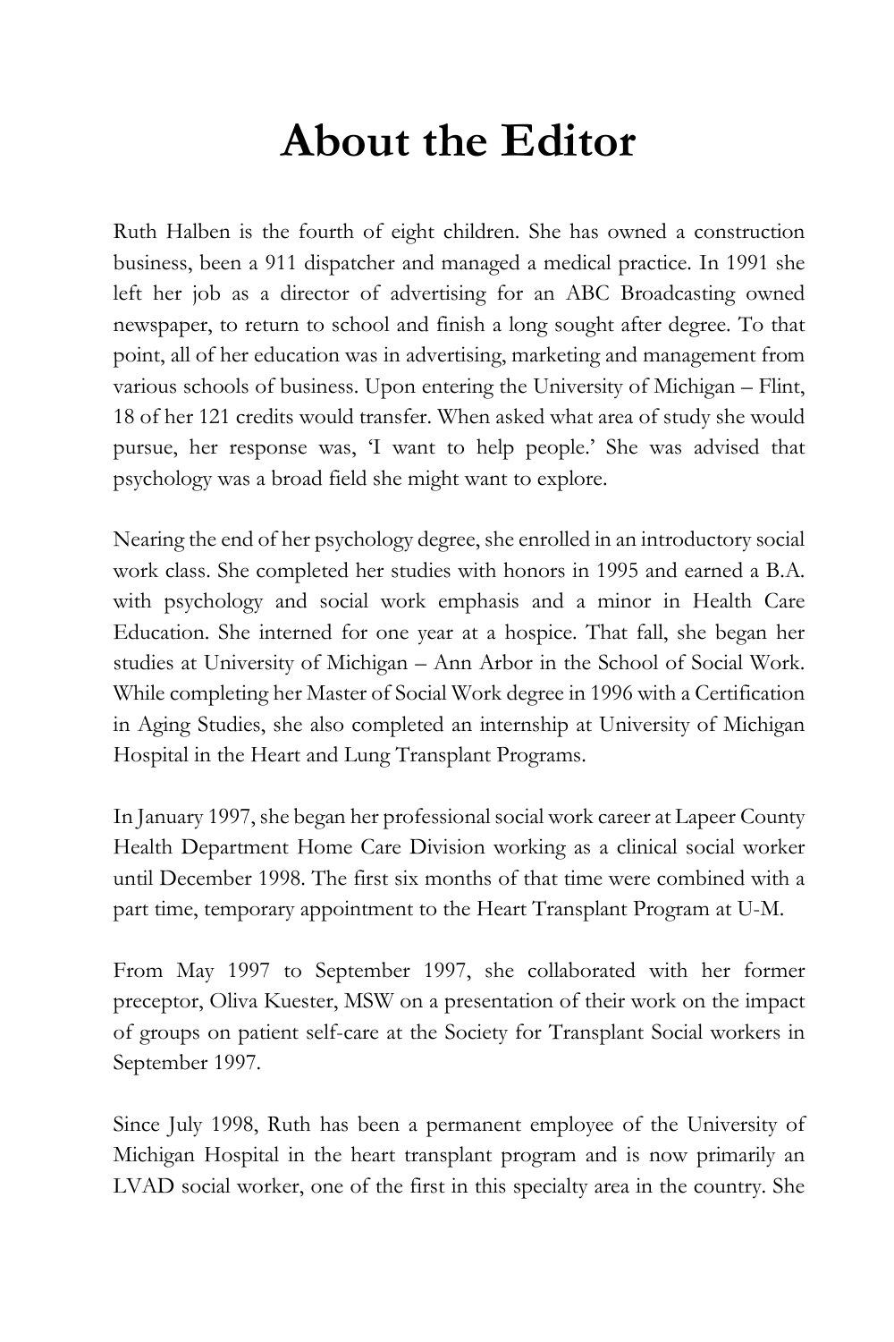# About the Editor

Ruth Halben is the fourth of eight children. She has owned a construction business, been a 911 dispatcher and managed a medical practice. In 1991 she left her job as a director of advertising for an ABC Broadcasting owned newspaper, to return to school and finish a long sought after degree. To that point, all of her education was in advertising, marketing and management from various schools of business. Upon entering the University of Michigan – Flint, 18 of her 121 credits would transfer. When asked what area of study she would pursue, her response was, 'I want to help people.' She was advised that psychology was a broad field she might want to explore.

Nearing the end of her psychology degree, she enrolled in an introductory social work class. She completed her studies with honors in 1995 and earned a B.A. with psychology and social work emphasis and a minor in Health Care Education. She interned for one year at a hospice. That fall, she began her studies at University of Michigan – Ann Arbor in the School of Social Work. While completing her Master of Social Work degree in 1996 with a Certification in Aging Studies, she also completed an internship at University of Michigan Hospital in the Heart and Lung Transplant Programs.

In January 1997, she began her professional social work career at Lapeer County Health Department Home Care Division working as a clinical social worker until December 1998. The first six months of that time were combined with a part time, temporary appointment to the Heart Transplant Program at U-M.

From May 1997 to September 1997, she collaborated with her former preceptor, Oliva Kuester, MSW on a presentation of their work on the impact of groups on patient self-care at the Society for Transplant Social workers in September 1997.

Since July 1998, Ruth has been a permanent employee of the University of Michigan Hospital in the heart transplant program and is now primarily an LVAD social worker, one of the first in this specialty area in the country. She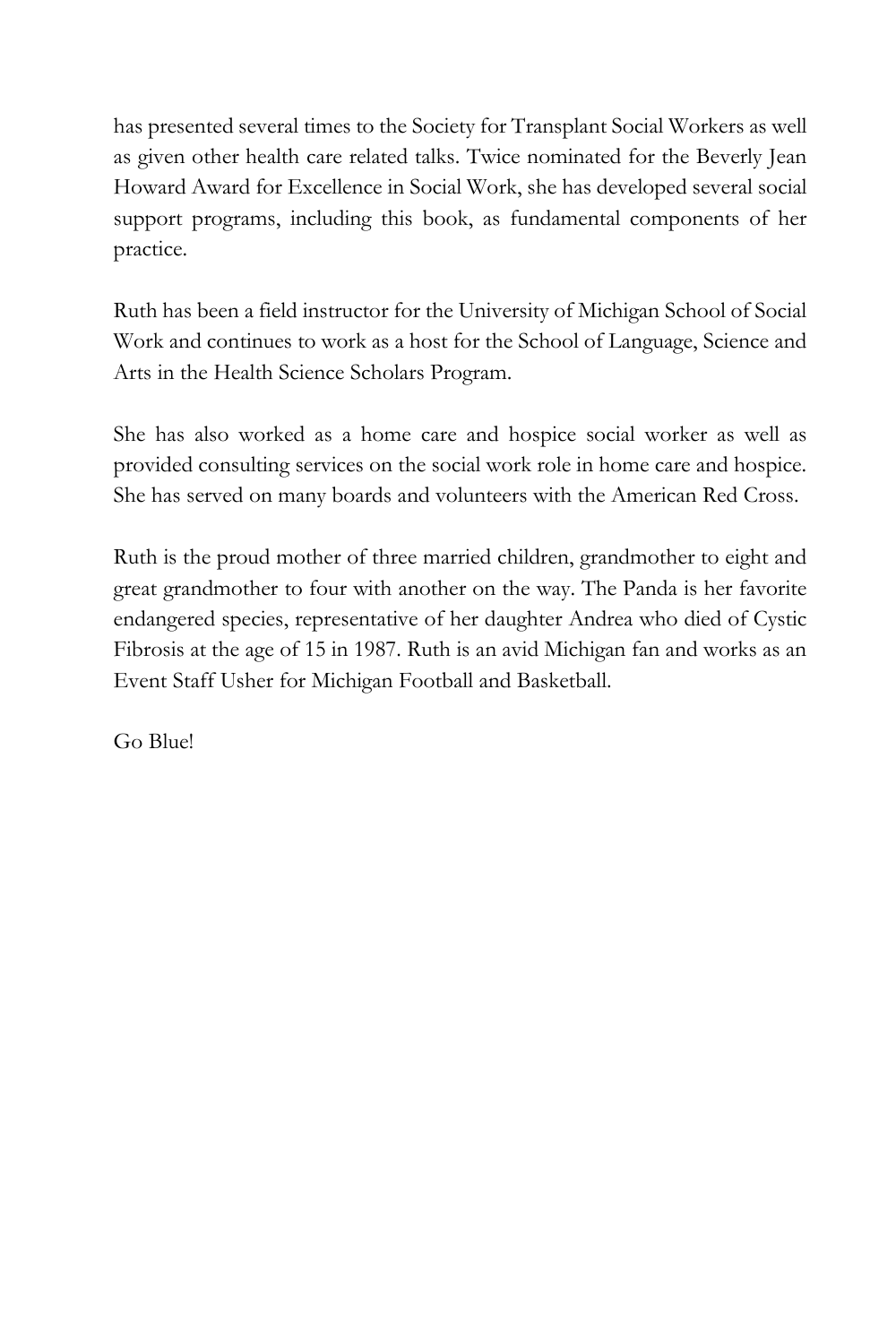has presented several times to the Society for Transplant Social Workers as well as given other health care related talks. Twice nominated for the Beverly Jean Howard Award for Excellence in Social Work, she has developed several social support programs, including this book, as fundamental components of her practice.

Ruth has been a field instructor for the University of Michigan School of Social Work and continues to work as a host for the School of Language, Science and Arts in the Health Science Scholars Program.

She has also worked as a home care and hospice social worker as well as provided consulting services on the social work role in home care and hospice. She has served on many boards and volunteers with the American Red Cross.

Ruth is the proud mother of three married children, grandmother to eight and great grandmother to four with another on the way. The Panda is her favorite endangered species, representative of her daughter Andrea who died of Cystic Fibrosis at the age of 15 in 1987. Ruth is an avid Michigan fan and works as an Event Staff Usher for Michigan Football and Basketball.

Go Blue!